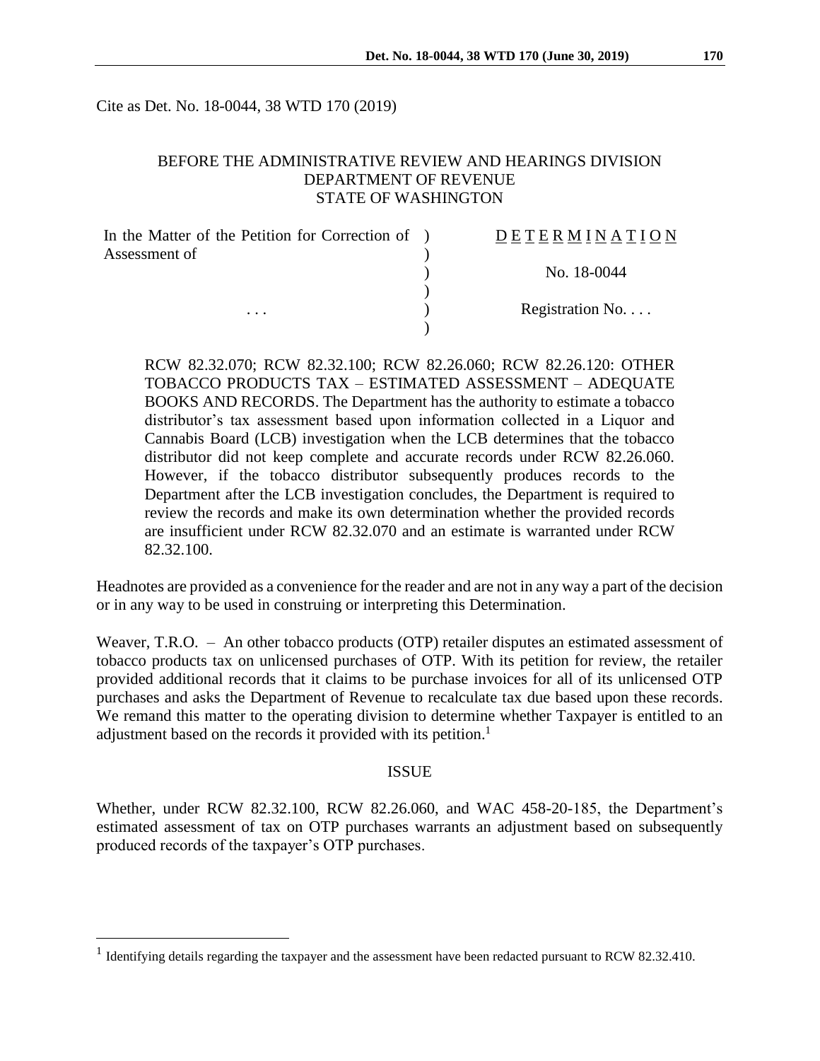Cite as Det. No. 18-0044, 38 WTD 170 (2019)

BEFORE THE ADMINISTRATIVE REVIEW AND HEARINGS DIVISION
DEPARTMENT OF REVENUE
STATE OF WASHINGTON

| | |
|---|---|
| In the Matter of the Petition for Correction of Assessment of | DETERMINATION |
| | No. 18-0044 |
| . . . | Registration No. . . . |

RCW 82.32.070; RCW 82.32.100; RCW 82.26.060; RCW 82.26.120: OTHER TOBACCO PRODUCTS TAX – ESTIMATED ASSESSMENT – ADEQUATE BOOKS AND RECORDS. The Department has the authority to estimate a tobacco distributor's tax assessment based upon information collected in a Liquor and Cannabis Board (LCB) investigation when the LCB determines that the tobacco distributor did not keep complete and accurate records under RCW 82.26.060. However, if the tobacco distributor subsequently produces records to the Department after the LCB investigation concludes, the Department is required to review the records and make its own determination whether the provided records are insufficient under RCW 82.32.070 and an estimate is warranted under RCW 82.32.100.

Headnotes are provided as a convenience for the reader and are not in any way a part of the decision or in any way to be used in construing or interpreting this Determination.

Weaver, T.R.O. – An other tobacco products (OTP) retailer disputes an estimated assessment of tobacco products tax on unlicensed purchases of OTP. With its petition for review, the retailer provided additional records that it claims to be purchase invoices for all of its unlicensed OTP purchases and asks the Department of Revenue to recalculate tax due based upon these records. We remand this matter to the operating division to determine whether Taxpayer is entitled to an adjustment based on the records it provided with its petition.[1]

## ISSUE

Whether, under RCW 82.32.100, RCW 82.26.060, and WAC 458-20-185, the Department's estimated assessment of tax on OTP purchases warrants an adjustment based on subsequently produced records of the taxpayer's OTP purchases.

[1] Identifying details regarding the taxpayer and the assessment have been redacted pursuant to RCW 82.32.410.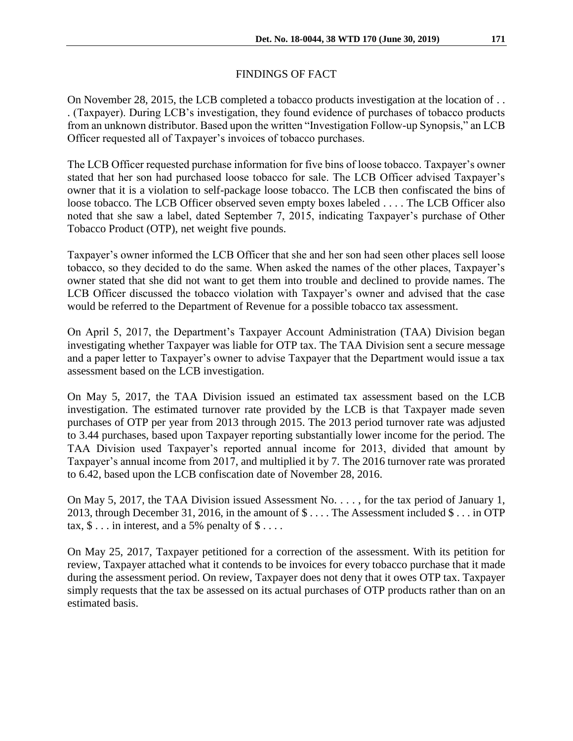## FINDINGS OF FACT

On November 28, 2015, the LCB completed a tobacco products investigation at the location of . . . (Taxpayer). During LCB's investigation, they found evidence of purchases of tobacco products from an unknown distributor. Based upon the written "Investigation Follow-up Synopsis," an LCB Officer requested all of Taxpayer's invoices of tobacco purchases.

The LCB Officer requested purchase information for five bins of loose tobacco. Taxpayer's owner stated that her son had purchased loose tobacco for sale. The LCB Officer advised Taxpayer's owner that it is a violation to self-package loose tobacco. The LCB then confiscated the bins of loose tobacco. The LCB Officer observed seven empty boxes labeled . . . . The LCB Officer also noted that she saw a label, dated September 7, 2015, indicating Taxpayer's purchase of Other Tobacco Product (OTP), net weight five pounds.

Taxpayer's owner informed the LCB Officer that she and her son had seen other places sell loose tobacco, so they decided to do the same. When asked the names of the other places, Taxpayer's owner stated that she did not want to get them into trouble and declined to provide names. The LCB Officer discussed the tobacco violation with Taxpayer's owner and advised that the case would be referred to the Department of Revenue for a possible tobacco tax assessment.

On April 5, 2017, the Department's Taxpayer Account Administration (TAA) Division began investigating whether Taxpayer was liable for OTP tax. The TAA Division sent a secure message and a paper letter to Taxpayer's owner to advise Taxpayer that the Department would issue a tax assessment based on the LCB investigation.

On May 5, 2017, the TAA Division issued an estimated tax assessment based on the LCB investigation. The estimated turnover rate provided by the LCB is that Taxpayer made seven purchases of OTP per year from 2013 through 2015. The 2013 period turnover rate was adjusted to 3.44 purchases, based upon Taxpayer reporting substantially lower income for the period. The TAA Division used Taxpayer's reported annual income for 2013, divided that amount by Taxpayer's annual income from 2017, and multiplied it by 7. The 2016 turnover rate was prorated to 6.42, based upon the LCB confiscation date of November 28, 2016.

On May 5, 2017, the TAA Division issued Assessment No. . . . , for the tax period of January 1, 2013, through December 31, 2016, in the amount of $ . . . . The Assessment included $ . . . in OTP tax, $ . . . in interest, and a 5% penalty of $ . . . .

On May 25, 2017, Taxpayer petitioned for a correction of the assessment. With its petition for review, Taxpayer attached what it contends to be invoices for every tobacco purchase that it made during the assessment period. On review, Taxpayer does not deny that it owes OTP tax. Taxpayer simply requests that the tax be assessed on its actual purchases of OTP products rather than on an estimated basis.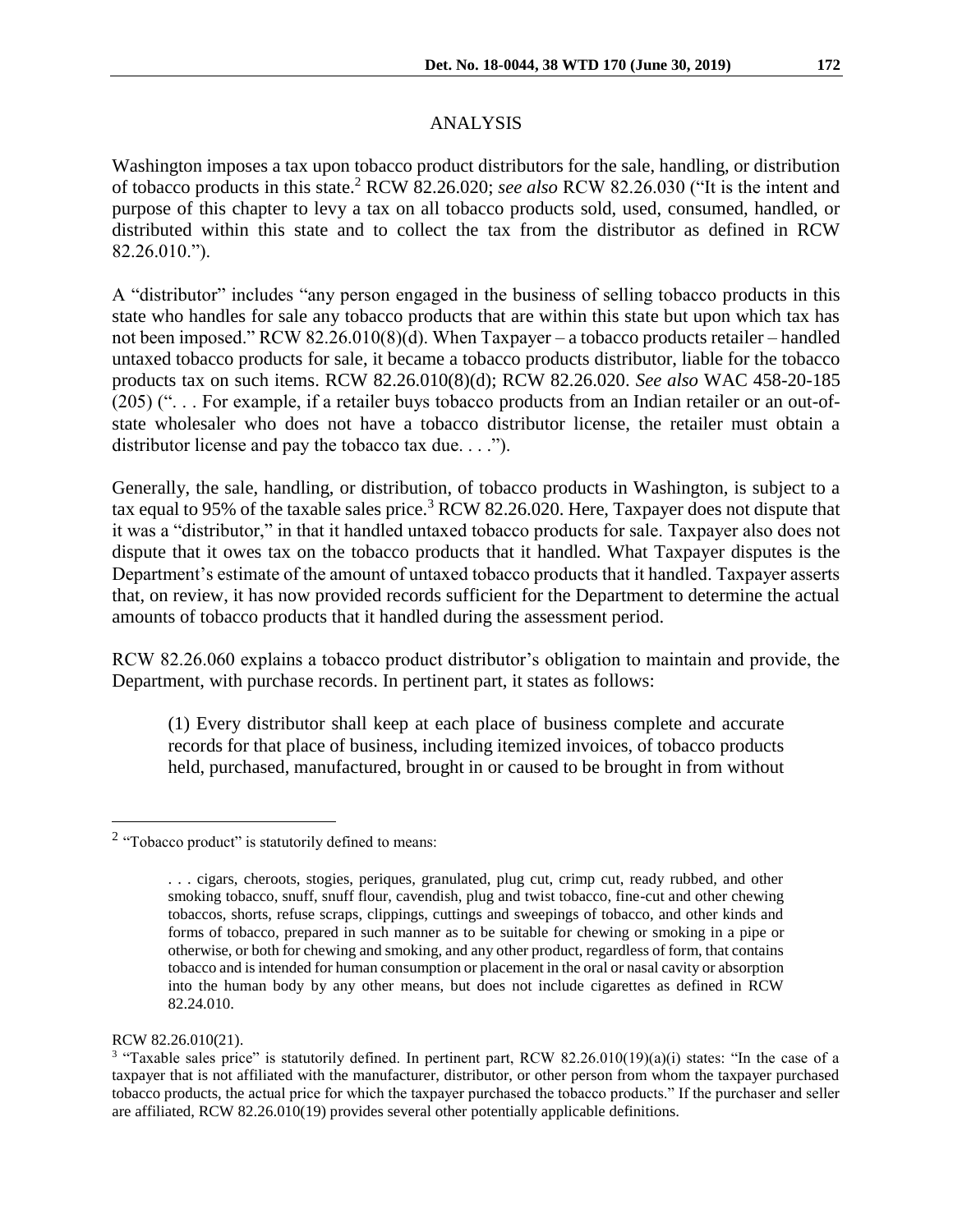## ANALYSIS

Washington imposes a tax upon tobacco product distributors for the sale, handling, or distribution of tobacco products in this state.[2] RCW 82.26.020; *see also* RCW 82.26.030 ("It is the intent and purpose of this chapter to levy a tax on all tobacco products sold, used, consumed, handled, or distributed within this state and to collect the tax from the distributor as defined in RCW 82.26.010.").

A "distributor" includes "any person engaged in the business of selling tobacco products in this state who handles for sale any tobacco products that are within this state but upon which tax has not been imposed." RCW 82.26.010(8)(d). When Taxpayer – a tobacco products retailer – handled untaxed tobacco products for sale, it became a tobacco products distributor, liable for the tobacco products tax on such items. RCW 82.26.010(8)(d); RCW 82.26.020. *See also* WAC 458-20-185 (205) (". . . For example, if a retailer buys tobacco products from an Indian retailer or an out-of-state wholesaler who does not have a tobacco distributor license, the retailer must obtain a distributor license and pay the tobacco tax due. . . .").

Generally, the sale, handling, or distribution, of tobacco products in Washington, is subject to a tax equal to 95% of the taxable sales price.[3] RCW 82.26.020. Here, Taxpayer does not dispute that it was a "distributor," in that it handled untaxed tobacco products for sale. Taxpayer also does not dispute that it owes tax on the tobacco products that it handled. What Taxpayer disputes is the Department's estimate of the amount of untaxed tobacco products that it handled. Taxpayer asserts that, on review, it has now provided records sufficient for the Department to determine the actual amounts of tobacco products that it handled during the assessment period.

RCW 82.26.060 explains a tobacco product distributor's obligation to maintain and provide, the Department, with purchase records. In pertinent part, it states as follows:

> (1) Every distributor shall keep at each place of business complete and accurate records for that place of business, including itemized invoices, of tobacco products held, purchased, manufactured, brought in or caused to be brought in from without

---

[2] "Tobacco product" is statutorily defined to means:

> . . . cigars, cheroots, stogies, periques, granulated, plug cut, crimp cut, ready rubbed, and other smoking tobacco, snuff, snuff flour, cavendish, plug and twist tobacco, fine-cut and other chewing tobaccos, shorts, refuse scraps, clippings, cuttings and sweepings of tobacco, and other kinds and forms of tobacco, prepared in such manner as to be suitable for chewing or smoking in a pipe or otherwise, or both for chewing and smoking, and any other product, regardless of form, that contains tobacco and is intended for human consumption or placement in the oral or nasal cavity or absorption into the human body by any other means, but does not include cigarettes as defined in RCW 82.24.010.

RCW 82.26.010(21).

[3] "Taxable sales price" is statutorily defined. In pertinent part, RCW 82.26.010(19)(a)(i) states: "In the case of a taxpayer that is not affiliated with the manufacturer, distributor, or other person from whom the taxpayer purchased tobacco products, the actual price for which the taxpayer purchased the tobacco products." If the purchaser and seller are affiliated, RCW 82.26.010(19) provides several other potentially applicable definitions.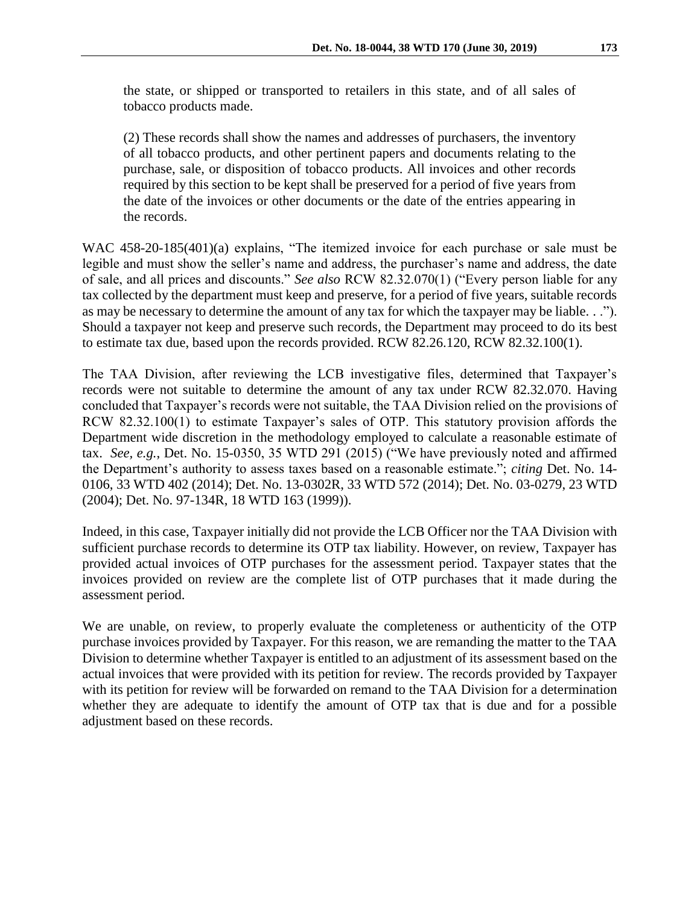> the state, or shipped or transported to retailers in this state, and of all sales of tobacco products made.
>
> (2) These records shall show the names and addresses of purchasers, the inventory of all tobacco products, and other pertinent papers and documents relating to the purchase, sale, or disposition of tobacco products. All invoices and other records required by this section to be kept shall be preserved for a period of five years from the date of the invoices or other documents or the date of the entries appearing in the records.

WAC 458-20-185(401)(a) explains, "The itemized invoice for each purchase or sale must be legible and must show the seller's name and address, the purchaser's name and address, the date of sale, and all prices and discounts." *See also* RCW 82.32.070(1) ("Every person liable for any tax collected by the department must keep and preserve, for a period of five years, suitable records as may be necessary to determine the amount of any tax for which the taxpayer may be liable. . ."). Should a taxpayer not keep and preserve such records, the Department may proceed to do its best to estimate tax due, based upon the records provided. RCW 82.26.120, RCW 82.32.100(1).

The TAA Division, after reviewing the LCB investigative files, determined that Taxpayer's records were not suitable to determine the amount of any tax under RCW 82.32.070. Having concluded that Taxpayer's records were not suitable, the TAA Division relied on the provisions of RCW 82.32.100(1) to estimate Taxpayer's sales of OTP. This statutory provision affords the Department wide discretion in the methodology employed to calculate a reasonable estimate of tax. *See, e.g.*, Det. No. 15-0350, 35 WTD 291 (2015) ("We have previously noted and affirmed the Department's authority to assess taxes based on a reasonable estimate."; *citing* Det. No. 14-0106, 33 WTD 402 (2014); Det. No. 13-0302R, 33 WTD 572 (2014); Det. No. 03-0279, 23 WTD (2004); Det. No. 97-134R, 18 WTD 163 (1999)).

Indeed, in this case, Taxpayer initially did not provide the LCB Officer nor the TAA Division with sufficient purchase records to determine its OTP tax liability. However, on review, Taxpayer has provided actual invoices of OTP purchases for the assessment period. Taxpayer states that the invoices provided on review are the complete list of OTP purchases that it made during the assessment period.

We are unable, on review, to properly evaluate the completeness or authenticity of the OTP purchase invoices provided by Taxpayer. For this reason, we are remanding the matter to the TAA Division to determine whether Taxpayer is entitled to an adjustment of its assessment based on the actual invoices that were provided with its petition for review. The records provided by Taxpayer with its petition for review will be forwarded on remand to the TAA Division for a determination whether they are adequate to identify the amount of OTP tax that is due and for a possible adjustment based on these records.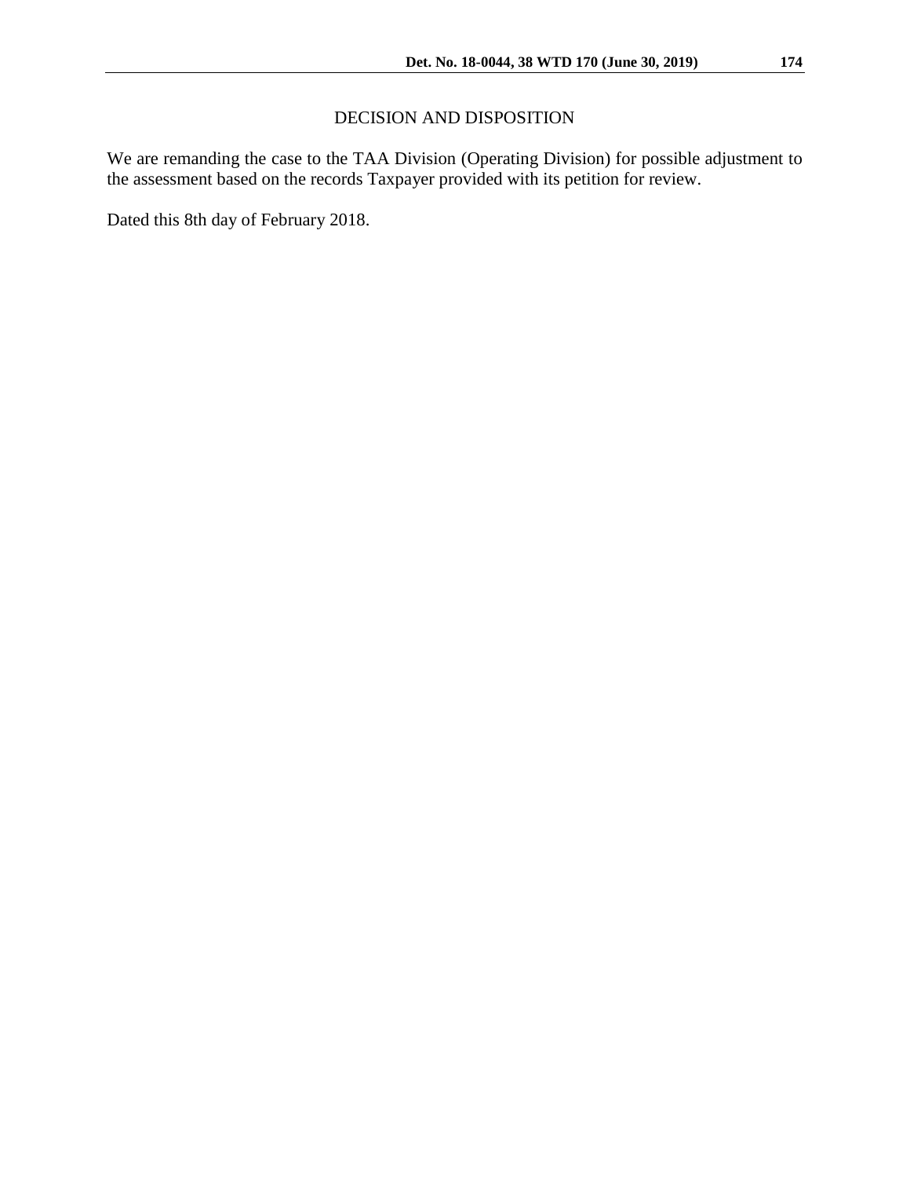## DECISION AND DISPOSITION

We are remanding the case to the TAA Division (Operating Division) for possible adjustment to the assessment based on the records Taxpayer provided with its petition for review.

Dated this 8th day of February 2018.